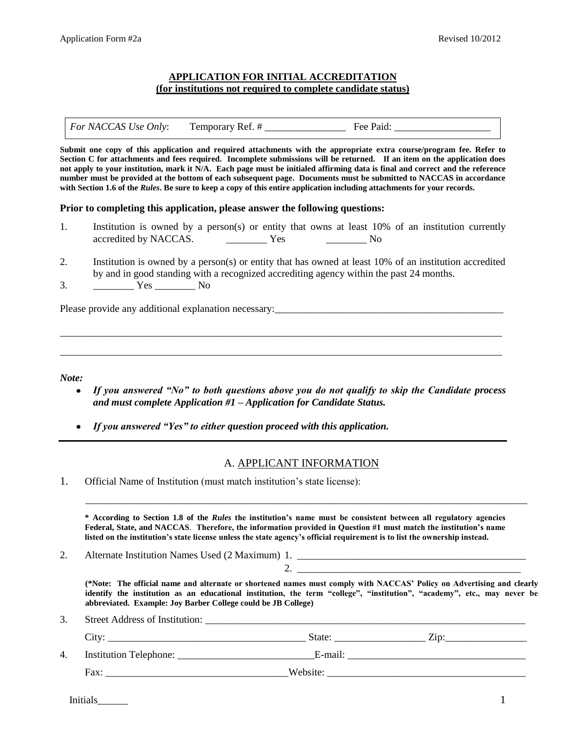Application Form #2a — Revised 10/2012

# APPLICATION FOR INITIAL ACCREDITATION
## (for institutions not required to complete candidate status)

| *For NACCAS Use Only*: | Temporary Ref. # ________________ | Fee Paid: ___________________ |
|---|---|---|

**Submit one copy of this application and required attachments with the appropriate extra course/program fee. Refer to Section C for attachments and fees required. Incomplete submissions will be returned. If an item on the application does not apply to your institution, mark it N/A. Each page must be initialed affirming data is final and correct and the reference number must be provided at the bottom of each subsequent page. Documents must be submitted to NACCAS in accordance with Section 1.6 of the *Rules*. Be sure to keep a copy of this entire application including attachments for your records.**

**Prior to completing this application, please answer the following questions:**

1. Institution is owned by a person(s) or entity that owns at least 10% of an institution currently accredited by NACCAS. ________ Yes ________ No

2. Institution is owned by a person(s) or entity that has owned at least 10% of an institution accredited by and in good standing with a recognized accrediting agency within the past 24 months.

3. ________ Yes ________ No

Please provide any additional explanation necessary:_______________________________________________

_____________________________________________________________________________________________

_____________________________________________________________________________________________

***Note:***

- ***If you answered "No" to both questions above you do not qualify to skip the Candidate process and must complete Application #1 – Application for Candidate Status.***
- ***If you answered "Yes" to either question proceed with this application.***

---

## A. APPLICANT INFORMATION

1. Official Name of Institution (must match institution's state license):

   _____________________________________________________________________________________________

   **\* According to Section 1.8 of the *Rules* the institution's name must be consistent between all regulatory agencies Federal, State, and NACCAS. Therefore, the information provided in Question #1 must match the institution's name listed on the institution's state license unless the state agency's official requirement is to list the ownership instead.**

2. Alternate Institution Names Used (2 Maximum) 1. _______________________________________________

   2. _______________________________________________

   **(\*Note: The official name and alternate or shortened names must comply with NACCAS' Policy on Advertising and clearly identify the institution as an educational institution, the term "college", "institution", "academy", etc., may never be abbreviated. Example: Joy Barber College could be JB College)**

3. Street Address of Institution: ______________________________________________________________

   City: ________________________________________ State: __________________ Zip:________________

4. Institution Telephone: ___________________________E-mail: ___________________________________

   Fax: ___________________________________Website: ______________________________________

Initials______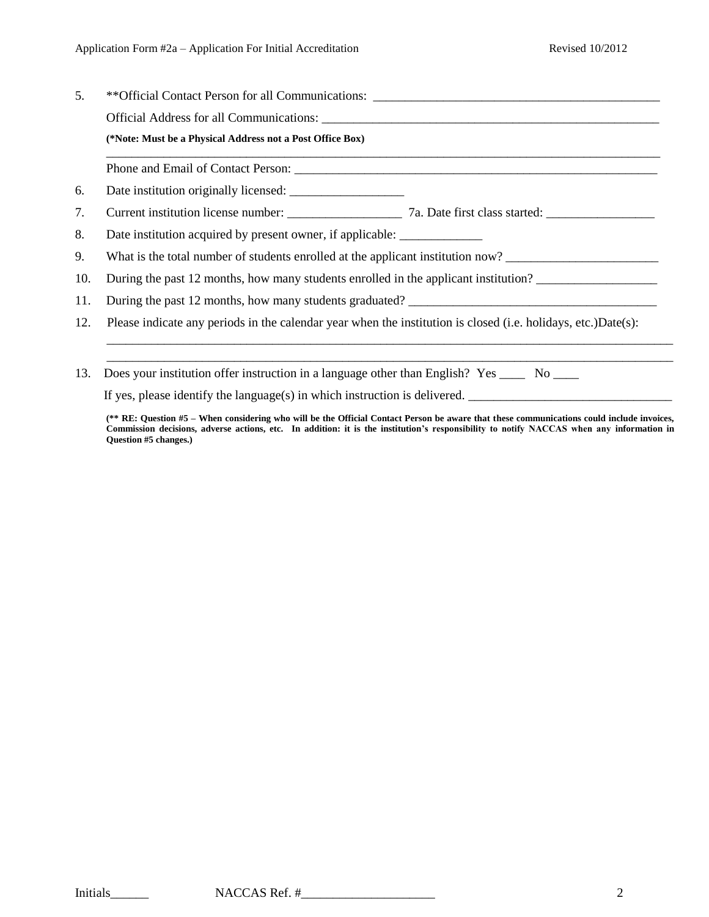5. **Official Contact Person for all Communications: ____________________________________________

   Official Address for all Communications: ___________________________________________________

   **(*Note: Must be a Physical Address not a Post Office Box)**

   ________________________________________________________________________________________

   Phone and Email of Contact Person: _______________________________________________________

6. Date institution originally licensed: __________________

7. Current institution license number: __________________ 7a. Date first class started: _________________

8. Date institution acquired by present owner, if applicable: _____________

9. What is the total number of students enrolled at the applicant institution now? ________________________

10. During the past 12 months, how many students enrolled in the applicant institution? ___________________

11. During the past 12 months, how many students graduated? ______________________________________

12. Please indicate any periods in the calendar year when the institution is closed (i.e. holidays, etc.)Date(s):

    ________________________________________________________________________________________

    ________________________________________________________________________________________

13. Does your institution offer instruction in a language other than English? Yes ____ No ____

    If yes, please identify the language(s) in which instruction is delivered. _______________________________

**(** RE: Question #5 – When considering who will be the Official Contact Person be aware that these communications could include invoices, Commission decisions, adverse actions, etc. In addition: it is the institution's responsibility to notify NACCAS when any information in Question #5 changes.)**

Initials______ NACCAS Ref. #_____________________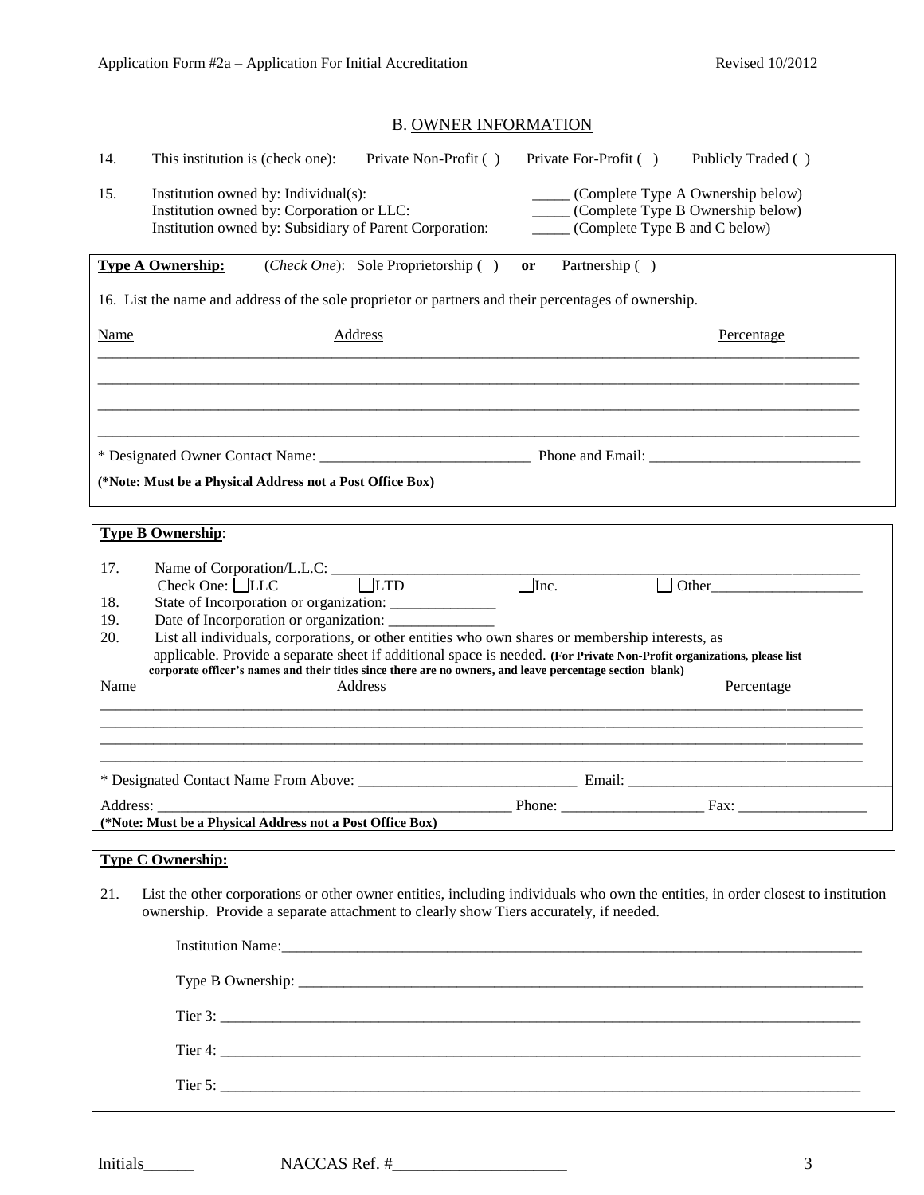## B. OWNER INFORMATION

14. This institution is (check one): Private Non-Profit ( ) Private For-Profit ( ) Publicly Traded ( )

15. Institution owned by: Individual(s): _____ (Complete Type A Ownership below)
Institution owned by: Corporation or LLC: _____ (Complete Type B Ownership below)
Institution owned by: Subsidiary of Parent Corporation: _____ (Complete Type B and C below)

**Type A Ownership:** (*Check One*): Sole Proprietorship ( ) **or** Partnership ( )

16. List the name and address of the sole proprietor or partners and their percentages of ownership.

| Name | Address | Percentage |
|---|---|---|
| | | |
| | | |
| | | |
| | | |

* Designated Owner Contact Name: ____________________________ Phone and Email: ____________________________

**(*Note: Must be a Physical Address not a Post Office Box)**

**Type B Ownership**:

17. Name of Corporation/L.L.C.: ____________________________
Check One: ☐LLC ☐LTD ☐Inc. ☐ Other____________________

18. State of Incorporation or organization: ______________

19. Date of Incorporation or organization: ______________

20. List all individuals, corporations, or other entities who own shares or membership interests, as applicable. Provide a separate sheet if additional space is needed. **(For Private Non-Profit organizations, please list corporate officer's names and their titles since there are no owners, and leave percentage section blank)**

| Name | Address | Percentage |
|---|---|---|
| | | |
| | | |
| | | |
| | | |

* Designated Contact Name From Above: ____________________________ Email: ____________________________

Address: ____________________________ Phone: ___________________ Fax: _________________

**(*Note: Must be a Physical Address not a Post Office Box)**

**Type C Ownership:**

21. List the other corporations or other owner entities, including individuals who own the entities, in order closest to institution ownership. Provide a separate attachment to clearly show Tiers accurately, if needed.

Institution Name:____________________________

Type B Ownership: ____________________________

Tier 3: ____________________________

Tier 4: ____________________________

Tier 5: ____________________________

Initials______ NACCAS Ref. #_____________________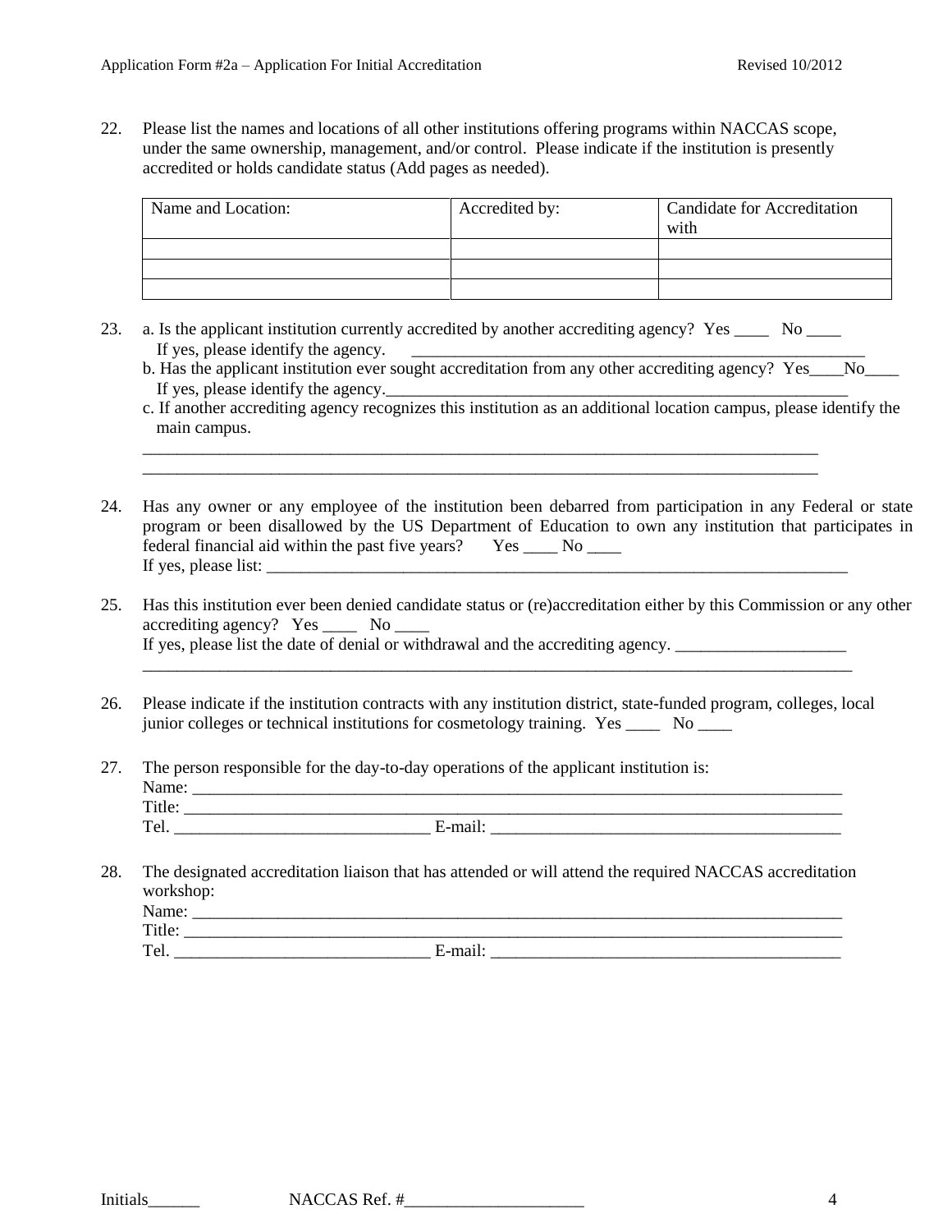22. Please list the names and locations of all other institutions offering programs within NACCAS scope, under the same ownership, management, and/or control. Please indicate if the institution is presently accredited or holds candidate status (Add pages as needed).

| Name and Location: | Accredited by: | Candidate for Accreditation with |
|---|---|---|
| | | |
| | | |
| | | |

23. a. Is the applicant institution currently accredited by another accrediting agency? Yes ____ No ____
    If yes, please identify the agency. ________________________________________________________
    b. Has the applicant institution ever sought accreditation from any other accrediting agency? Yes____No____
    If yes, please identify the agency.________________________________________________________
    c. If another accrediting agency recognizes this institution as an additional location campus, please identify the main campus.
    ________________________________________________________________________________
    ________________________________________________________________________________

24. Has any owner or any employee of the institution been debarred from participation in any Federal or state program or been disallowed by the US Department of Education to own any institution that participates in federal financial aid within the past five years? Yes ____ No ____
    If yes, please list: ______________________________________________________________________

25. Has this institution ever been denied candidate status or (re)accreditation either by this Commission or any other accrediting agency? Yes ____ No ____
    If yes, please list the date of denial or withdrawal and the accrediting agency. ____________________
    ____________________________________________________________________________________

26. Please indicate if the institution contracts with any institution district, state-funded program, colleges, local junior colleges or technical institutions for cosmetology training. Yes ____ No ____

27. The person responsible for the day-to-day operations of the applicant institution is:
    Name: ______________________________________________________________________________
    Title: ______________________________________________________________________________
    Tel. ______________________________ E-mail: __________________________________________

28. The designated accreditation liaison that has attended or will attend the required NACCAS accreditation workshop:
    Name: ______________________________________________________________________________
    Title: ______________________________________________________________________________
    Tel. ______________________________ E-mail: __________________________________________

Initials______ NACCAS Ref. #_____________________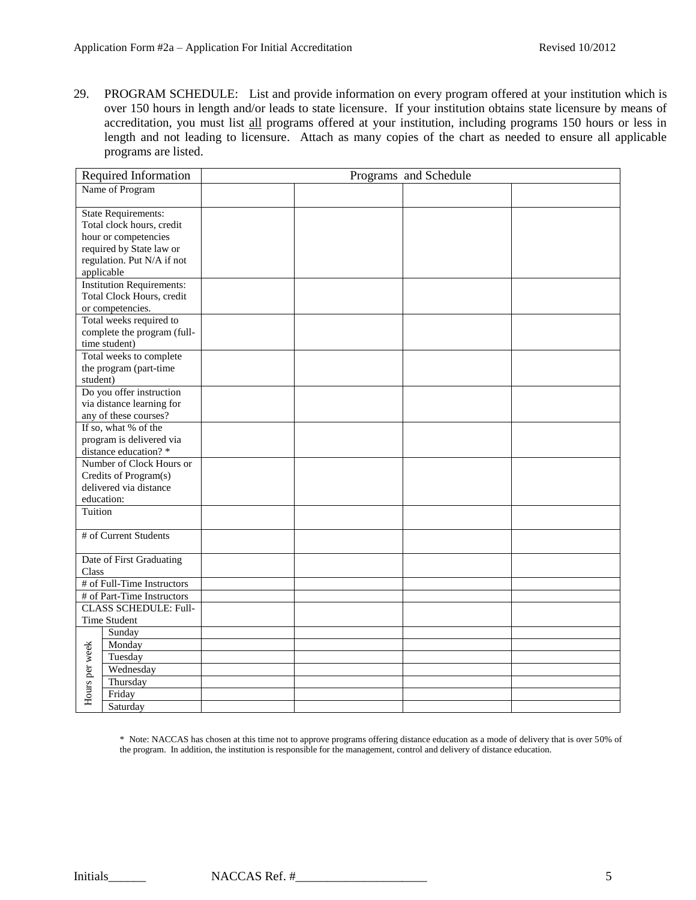29. PROGRAM SCHEDULE: List and provide information on every program offered at your institution which is over 150 hours in length and/or leads to state licensure. If your institution obtains state licensure by means of accreditation, you must list all programs offered at your institution, including programs 150 hours or less in length and not leading to licensure. Attach as many copies of the chart as needed to ensure all applicable programs are listed.

| Required Information | | Programs and Schedule | | | |
|---|---|---|---|---|---|
| Name of Program | | | | | |
| State Requirements: Total clock hours, credit hour or competencies required by State law or regulation. Put N/A if not applicable | | | | | |
| Institution Requirements: Total Clock Hours, credit or competencies. | | | | | |
| Total weeks required to complete the program (full-time student) | | | | | |
| Total weeks to complete the program (part-time student) | | | | | |
| Do you offer instruction via distance learning for any of these courses? | | | | | |
| If so, what % of the program is delivered via distance education? * | | | | | |
| Number of Clock Hours or Credits of Program(s) delivered via distance education: | | | | | |
| Tuition | | | | | |
| # of Current Students | | | | | |
| Date of First Graduating Class | | | | | |
| # of Full-Time Instructors | | | | | |
| # of Part-Time Instructors | | | | | |
| CLASS SCHEDULE: Full-Time Student | | | | | |
| Hours per week | Sunday | | | | |
| | Monday | | | | |
| | Tuesday | | | | |
| | Wednesday | | | | |
| | Thursday | | | | |
| | Friday | | | | |
| | Saturday | | | | |

* Note: NACCAS has chosen at this time not to approve programs offering distance education as a mode of delivery that is over 50% of the program. In addition, the institution is responsible for the management, control and delivery of distance education.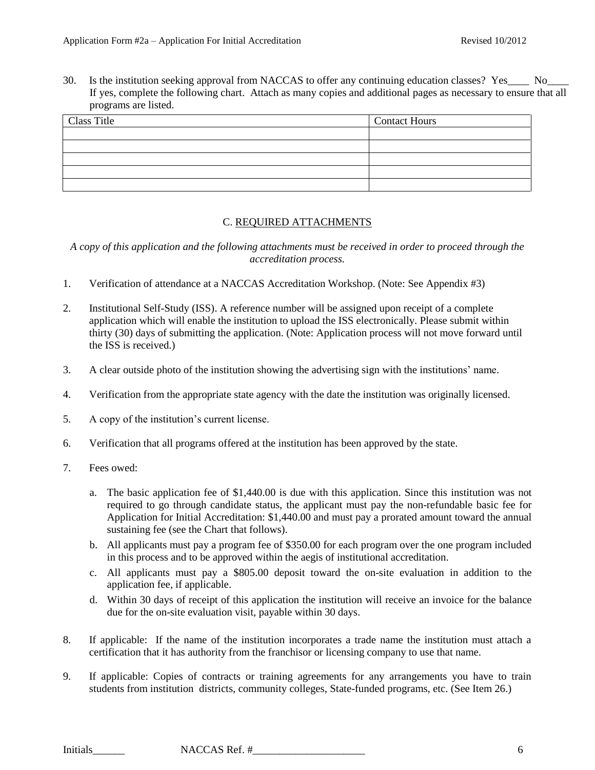30. Is the institution seeking approval from NACCAS to offer any continuing education classes? Yes____ No____ If yes, complete the following chart. Attach as many copies and additional pages as necessary to ensure that all programs are listed.

| Class Title | Contact Hours |
|---|---|
| | |
| | |
| | |
| | |
| | |

## C. REQUIRED ATTACHMENTS

*A copy of this application and the following attachments must be received in order to proceed through the accreditation process.*

1. Verification of attendance at a NACCAS Accreditation Workshop. (Note: See Appendix #3)

2. Institutional Self-Study (ISS). A reference number will be assigned upon receipt of a complete application which will enable the institution to upload the ISS electronically. Please submit within thirty (30) days of submitting the application. (Note: Application process will not move forward until the ISS is received.)

3. A clear outside photo of the institution showing the advertising sign with the institutions' name.

4. Verification from the appropriate state agency with the date the institution was originally licensed.

5. A copy of the institution's current license.

6. Verification that all programs offered at the institution has been approved by the state.

7. Fees owed:

   a. The basic application fee of $1,440.00 is due with this application. Since this institution was not required to go through candidate status, the applicant must pay the non-refundable basic fee for Application for Initial Accreditation: $1,440.00 and must pay a prorated amount toward the annual sustaining fee (see the Chart that follows).
   b. All applicants must pay a program fee of $350.00 for each program over the one program included in this process and to be approved within the aegis of institutional accreditation.
   c. All applicants must pay a $805.00 deposit toward the on-site evaluation in addition to the application fee, if applicable.
   d. Within 30 days of receipt of this application the institution will receive an invoice for the balance due for the on-site evaluation visit, payable within 30 days.

8. If applicable: If the name of the institution incorporates a trade name the institution must attach a certification that it has authority from the franchisor or licensing company to use that name.

9. If applicable: Copies of contracts or training agreements for any arrangements you have to train students from institution districts, community colleges, State-funded programs, etc. (See Item 26.)

Initials______ NACCAS Ref. #_____________________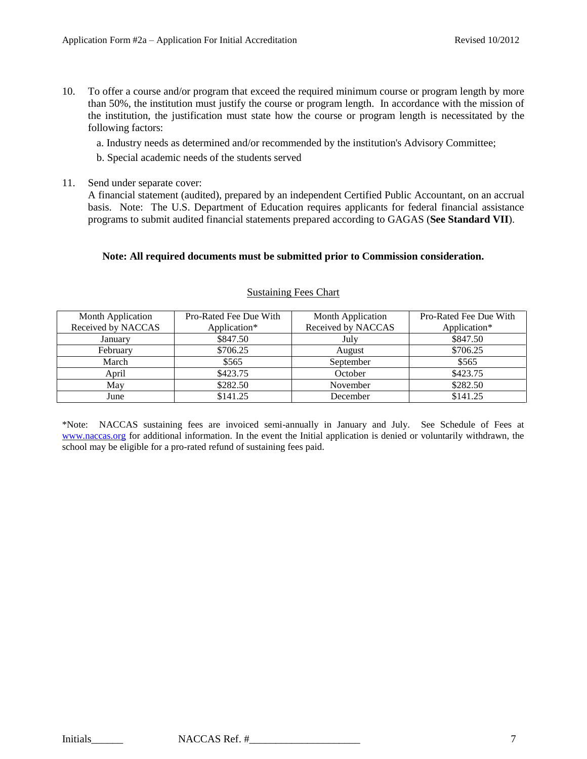10. To offer a course and/or program that exceed the required minimum course or program length by more than 50%, the institution must justify the course or program length. In accordance with the mission of the institution, the justification must state how the course or program length is necessitated by the following factors:

    a. Industry needs as determined and/or recommended by the institution's Advisory Committee;

    b. Special academic needs of the students served

11. Send under separate cover:
    A financial statement (audited), prepared by an independent Certified Public Accountant, on an accrual basis. Note: The U.S. Department of Education requires applicants for federal financial assistance programs to submit audited financial statements prepared according to GAGAS (**See Standard VII**).

**Note: All required documents must be submitted prior to Commission consideration.**

Sustaining Fees Chart

| Month Application Received by NACCAS | Pro-Rated Fee Due With Application* | Month Application Received by NACCAS | Pro-Rated Fee Due With Application* |
|---|---|---|---|
| January | $847.50 | July | $847.50 |
| February | $706.25 | August | $706.25 |
| March | $565 | September | $565 |
| April | $423.75 | October | $423.75 |
| May | $282.50 | November | $282.50 |
| June | $141.25 | December | $141.25 |

*Note: NACCAS sustaining fees are invoiced semi-annually in January and July. See Schedule of Fees at www.naccas.org for additional information. In the event the Initial application is denied or voluntarily withdrawn, the school may be eligible for a pro-rated refund of sustaining fees paid.

Initials______ NACCAS Ref. #_____________________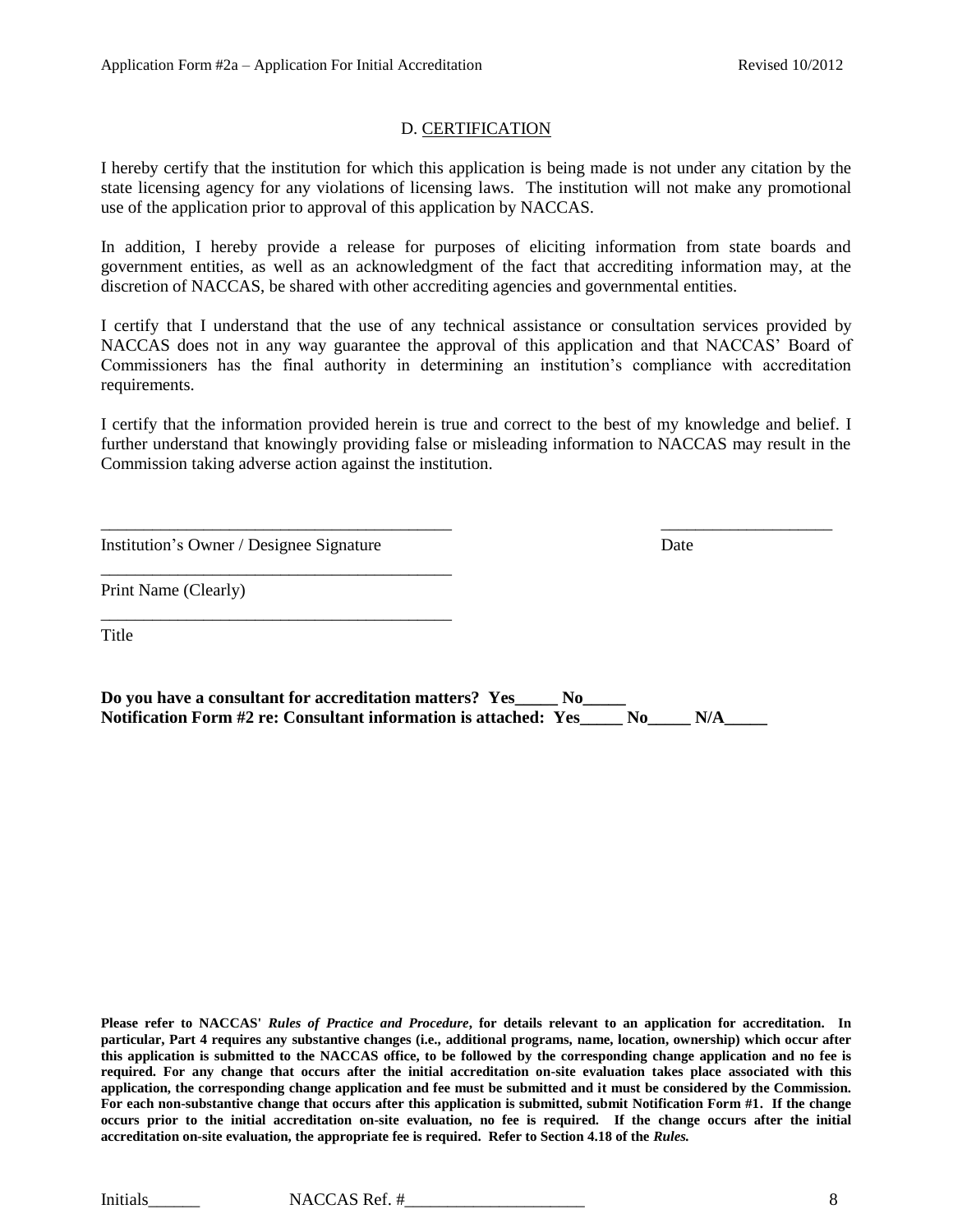## D. CERTIFICATION

I hereby certify that the institution for which this application is being made is not under any citation by the state licensing agency for any violations of licensing laws. The institution will not make any promotional use of the application prior to approval of this application by NACCAS.

In addition, I hereby provide a release for purposes of eliciting information from state boards and government entities, as well as an acknowledgment of the fact that accrediting information may, at the discretion of NACCAS, be shared with other accrediting agencies and governmental entities.

I certify that I understand that the use of any technical assistance or consultation services provided by NACCAS does not in any way guarantee the approval of this application and that NACCAS' Board of Commissioners has the final authority in determining an institution's compliance with accreditation requirements.

I certify that the information provided herein is true and correct to the best of my knowledge and belief. I further understand that knowingly providing false or misleading information to NACCAS may result in the Commission taking adverse action against the institution.

\_\_\_\_\_\_\_\_\_\_\_\_\_\_\_\_\_\_\_\_\_\_\_\_\_\_\_\_\_\_\_\_\_\_\_\_\_\_\_\_\_\_ \_\_\_\_\_\_\_\_\_\_\_\_\_\_\_\_\_\_\_\_
Institution's Owner / Designee Signature Date

\_\_\_\_\_\_\_\_\_\_\_\_\_\_\_\_\_\_\_\_\_\_\_\_\_\_\_\_\_\_\_\_\_\_\_\_\_\_\_\_\_\_
Print Name (Clearly)

\_\_\_\_\_\_\_\_\_\_\_\_\_\_\_\_\_\_\_\_\_\_\_\_\_\_\_\_\_\_\_\_\_\_\_\_\_\_\_\_\_\_
Title

**Do you have a consultant for accreditation matters? Yes\_\_\_\_\_ No\_\_\_\_\_**
**Notification Form #2 re: Consultant information is attached: Yes\_\_\_\_\_ No\_\_\_\_\_ N/A\_\_\_\_\_**

**Please refer to NACCAS' *Rules of Practice and Procedure*, for details relevant to an application for accreditation. In particular, Part 4 requires any substantive changes (i.e., additional programs, name, location, ownership) which occur after this application is submitted to the NACCAS office, to be followed by the corresponding change application and no fee is required. For any change that occurs after the initial accreditation on-site evaluation takes place associated with this application, the corresponding change application and fee must be submitted and it must be considered by the Commission. For each non-substantive change that occurs after this application is submitted, submit Notification Form #1. If the change occurs prior to the initial accreditation on-site evaluation, no fee is required. If the change occurs after the initial accreditation on-site evaluation, the appropriate fee is required. Refer to Section 4.18 of the *Rules.***

Initials\_\_\_\_\_\_ NACCAS Ref. #\_\_\_\_\_\_\_\_\_\_\_\_\_\_\_\_\_\_\_\_\_\_